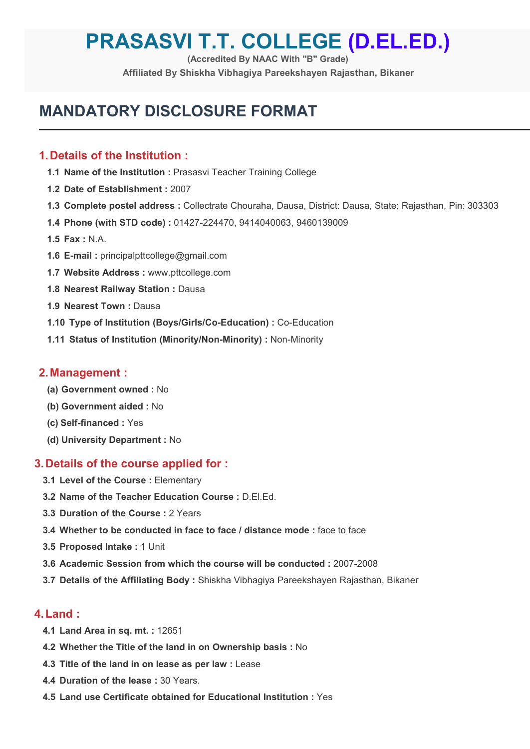# PRASASVI T.T. COLLEGE (D.EL.ED.)

**(Accredited By NAAC With "B" Grade)**

**Affiliated By Shiskha Vibhagiya Pareekshayen Rajasthan, Bikaner**

## MANDATORY DISCLOSURE FORMAT

### 1. Details of the Institution :

**1.1 Name of the Institution :** Prasasvi Teacher Training College

**1.2 Date of Establishment :** 2007

**1.3 Complete postel address :** Collectrate Chouraha, Dausa, District: Dausa, State: Rajasthan, Pin: 303303

**1.4 Phone (with STD code) :** 01427-224470, 9414040063, 9460139009

**1.5 Fax :** N.A.

**1.6 E-mail :** principalpttcollege@gmail.com

**1.7 Website Address :** www.pttcollege.com

**1.8 Nearest Railway Station :** Dausa

**1.9 Nearest Town :** Dausa

**1.10 Type of Institution (Boys/Girls/Co-Education) :** Co-Education

**1.11 Status of Institution (Minority/Non-Minority) :** Non-Minority

### 2. Management :

**(a) Government owned :** No

**(b) Government aided :** No

**(c) Self-financed :** Yes

**(d) University Department :** No

### 3. Details of the course applied for :

**3.1 Level of the Course :** Elementary

**3.2 Name of the Teacher Education Course :** D.El.Ed.

**3.3 Duration of the Course :** 2 Years

**3.4 Whether to be conducted in face to face / distance mode :** face to face

**3.5 Proposed Intake :** 1 Unit

**3.6 Academic Session from which the course will be conducted :** 2007-2008

**3.7 Details of the Affiliating Body :** Shiskha Vibhagiya Pareekshayen Rajasthan, Bikaner

### 4. Land :

**4.1 Land Area in sq. mt. :** 12651

**4.2 Whether the Title of the land in on Ownership basis :** No

**4.3 Title of the land in on lease as per law :** Lease

**4.4 Duration of the lease :** 30 Years.

**4.5 Land use Certificate obtained for Educational Institution :** Yes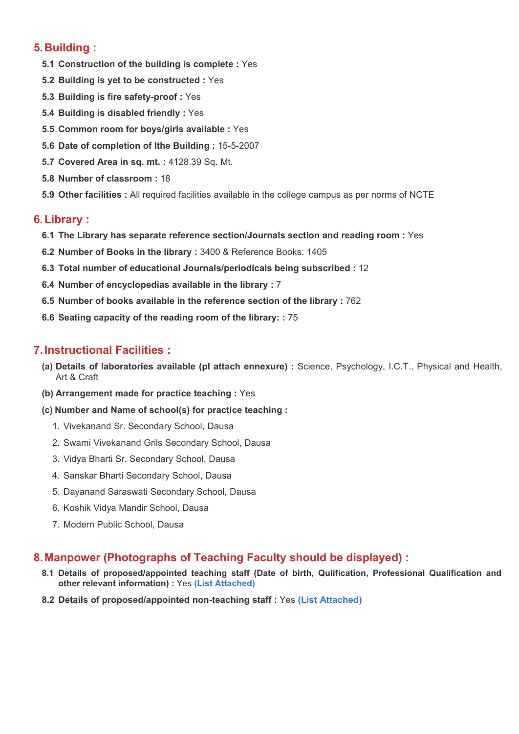## 5. Building :

**5.1 Construction of the building is complete :** Yes

**5.2 Building is yet to be constructed :** Yes

**5.3 Building is fire safety-proof :** Yes

**5.4 Building is disabled friendly :** Yes

**5.5 Common room for boys/girls available :** Yes

**5.6 Date of completion of lthe Building :** 15-5-2007

**5.7 Covered Area in sq. mt. :** 4128.39 Sq. Mt.

**5.8 Number of classroom :** 18

**5.9 Other facilities :** All required facilities available in the college campus as per norms of NCTE

## 6. Library :

**6.1 The Library has separate reference section/Journals section and reading room :** Yes

**6.2 Number of Books in the library :** 3400 & Reference Books: 1405

**6.3 Total number of educational Journals/periodicals being subscribed :** 12

**6.4 Number of encyclopedias available in the library :** 7

**6.5 Number of books available in the reference section of the library :** 762

**6.6 Seating capacity of the reading room of the library: :** 75

## 7. Instructional Facilities :

**(a) Details of laboratories available (pl attach ennexure) :** Science, Psychology, I.C.T., Physical and Health, Art & Craft

**(b) Arrangement made for practice teaching :** Yes

**(c) Number and Name of school(s) for practice teaching :**

1. Vivekanand Sr. Secondary School, Dausa
2. Swami Vivekanand Grils Secondary School, Dausa
3. Vidya Bharti Sr. Secondary School, Dausa
4. Sanskar Bharti Secondary School, Dausa
5. Dayanand Saraswati Secondary School, Dausa
6. Koshik Vidya Mandir School, Dausa
7. Modern Public School, Dausa

## 8. Manpower (Photographs of Teaching Faculty should be displayed) :

**8.1 Details of proposed/appointed teaching staff (Date of birth, Qulification, Professional Qualification and other relevant information) :** Yes **(List Attached)**

**8.2 Details of proposed/appointed non-teaching staff :** Yes **(List Attached)**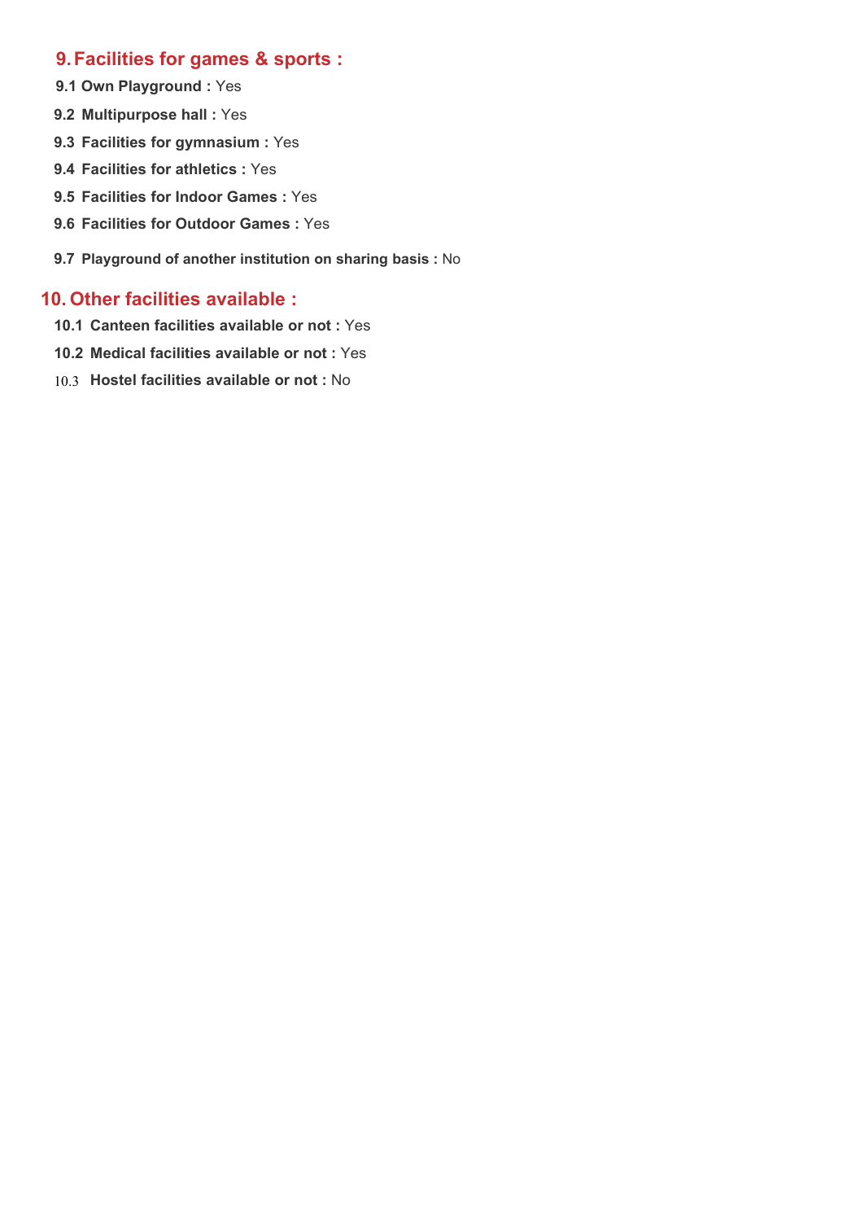## 9. Facilities for games & sports :

**9.1 Own Playground :** Yes

**9.2 Multipurpose hall :** Yes

**9.3 Facilities for gymnasium :** Yes

**9.4 Facilities for athletics :** Yes

**9.5 Facilities for Indoor Games :** Yes

**9.6 Facilities for Outdoor Games :** Yes

**9.7 Playground of another institution on sharing basis :** No

## 10. Other facilities available :

**10.1 Canteen facilities available or not :** Yes

**10.2 Medical facilities available or not :** Yes

10.3 **Hostel facilities available or not :** No